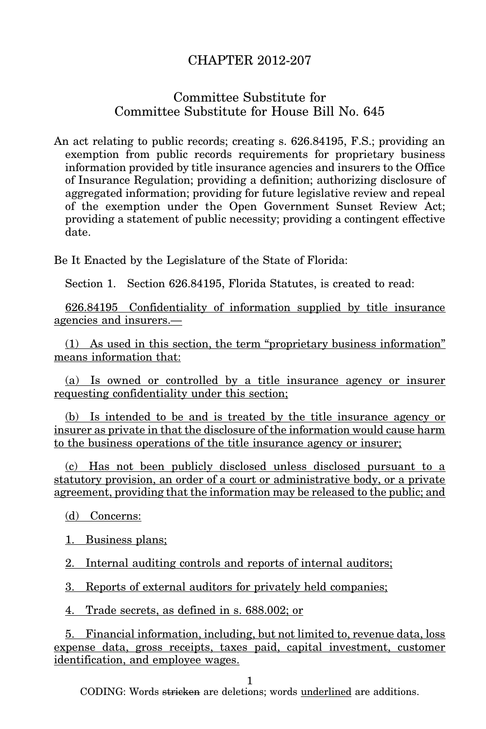# CHAPTER 2012-207

## Committee Substitute for Committee Substitute for House Bill No. 645

An act relating to public records; creating s. 626.84195, F.S.; providing an exemption from public records requirements for proprietary business information provided by title insurance agencies and insurers to the Office of Insurance Regulation; providing a definition; authorizing disclosure of aggregated information; providing for future legislative review and repeal of the exemption under the Open Government Sunset Review Act; providing a statement of public necessity; providing a contingent effective date.

Be It Enacted by the Legislature of the State of Florida:

Section 1. Section 626.84195, Florida Statutes, is created to read:

<u>626.84195 Confidentiality of information supplied by title insurance agencies and insurers.—</u>

<u>(1) As used in this section, the term "proprietary business information" means information that:</u>

<u>(a) Is owned or controlled by a title insurance agency or insurer requesting confidentiality under this section;</u>

<u>(b) Is intended to be and is treated by the title insurance agency or insurer as private in that the disclosure of the information would cause harm to the business operations of the title insurance agency or insurer;</u>

<u>(c) Has not been publicly disclosed unless disclosed pursuant to a statutory provision, an order of a court or administrative body, or a private agreement, providing that the information may be released to the public; and</u>

<u>(d) Concerns:</u>

<u>1. Business plans;</u>

<u>2. Internal auditing controls and reports of internal auditors;</u>

<u>3. Reports of external auditors for privately held companies;</u>

<u>4. Trade secrets, as defined in s. 688.002; or</u>

<u>5. Financial information, including, but not limited to, revenue data, loss expense data, gross receipts, taxes paid, capital investment, customer identification, and employee wages.</u>

CODING: Words ~~stricken~~ are deletions; words <u>underlined</u> are additions.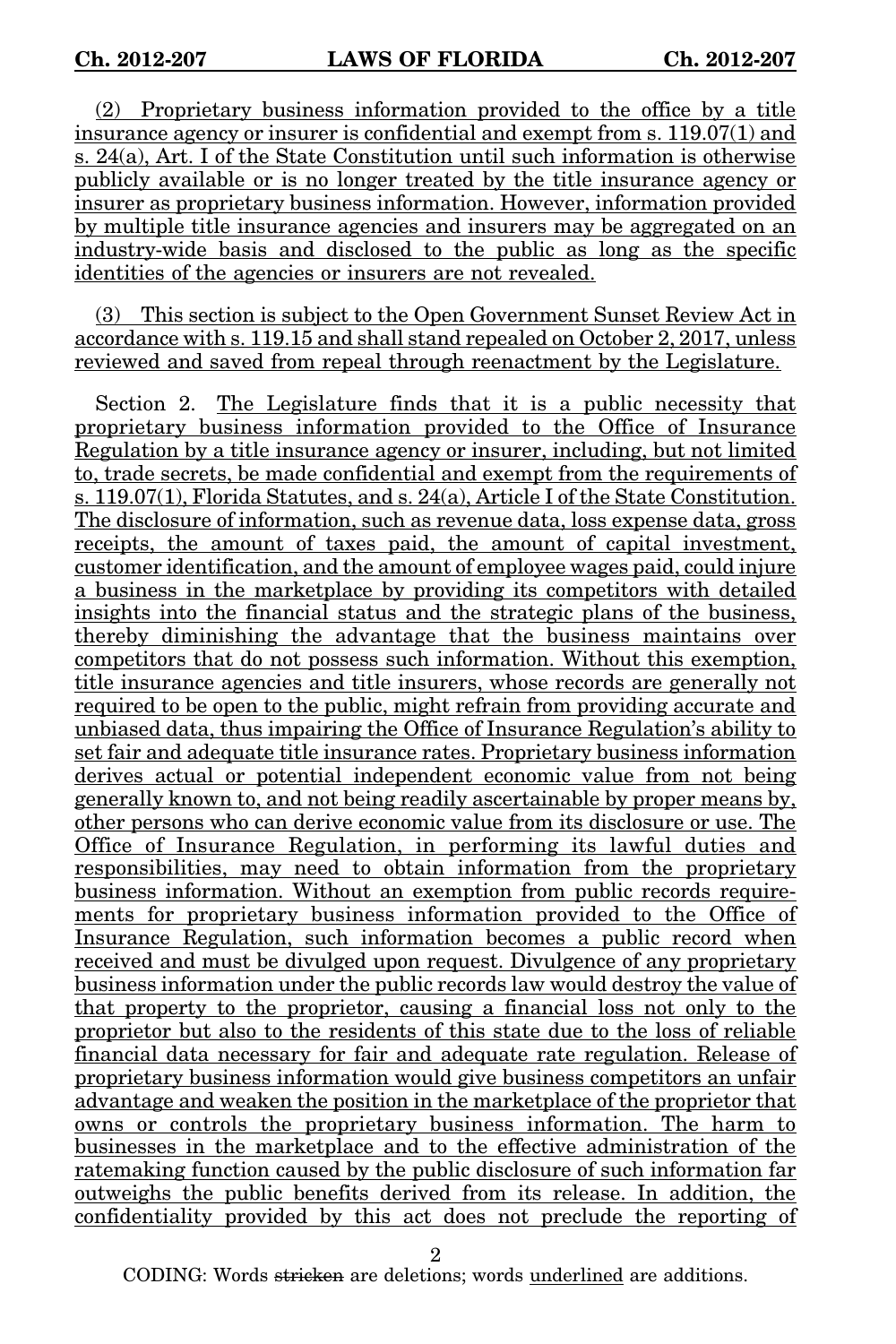(2) Proprietary business information provided to the office by a title insurance agency or insurer is confidential and exempt from s. 119.07(1) and s. 24(a), Art. I of the State Constitution until such information is otherwise publicly available or is no longer treated by the title insurance agency or insurer as proprietary business information. However, information provided by multiple title insurance agencies and insurers may be aggregated on an industry-wide basis and disclosed to the public as long as the specific identities of the agencies or insurers are not revealed.

(3) This section is subject to the Open Government Sunset Review Act in accordance with s. 119.15 and shall stand repealed on October 2, 2017, unless reviewed and saved from repeal through reenactment by the Legislature.

Section 2. The Legislature finds that it is a public necessity that proprietary business information provided to the Office of Insurance Regulation by a title insurance agency or insurer, including, but not limited to, trade secrets, be made confidential and exempt from the requirements of s. 119.07(1), Florida Statutes, and s. 24(a), Article I of the State Constitution. The disclosure of information, such as revenue data, loss expense data, gross receipts, the amount of taxes paid, the amount of capital investment, customer identification, and the amount of employee wages paid, could injure a business in the marketplace by providing its competitors with detailed insights into the financial status and the strategic plans of the business, thereby diminishing the advantage that the business maintains over competitors that do not possess such information. Without this exemption, title insurance agencies and title insurers, whose records are generally not required to be open to the public, might refrain from providing accurate and unbiased data, thus impairing the Office of Insurance Regulation's ability to set fair and adequate title insurance rates. Proprietary business information derives actual or potential independent economic value from not being generally known to, and not being readily ascertainable by proper means by, other persons who can derive economic value from its disclosure or use. The Office of Insurance Regulation, in performing its lawful duties and responsibilities, may need to obtain information from the proprietary business information. Without an exemption from public records requirements for proprietary business information provided to the Office of Insurance Regulation, such information becomes a public record when received and must be divulged upon request. Divulgence of any proprietary business information under the public records law would destroy the value of that property to the proprietor, causing a financial loss not only to the proprietor but also to the residents of this state due to the loss of reliable financial data necessary for fair and adequate rate regulation. Release of proprietary business information would give business competitors an unfair advantage and weaken the position in the marketplace of the proprietor that owns or controls the proprietary business information. The harm to businesses in the marketplace and to the effective administration of the ratemaking function caused by the public disclosure of such information far outweighs the public benefits derived from its release. In addition, the confidentiality provided by this act does not preclude the reporting of

CODING: Words stricken are deletions; words underlined are additions.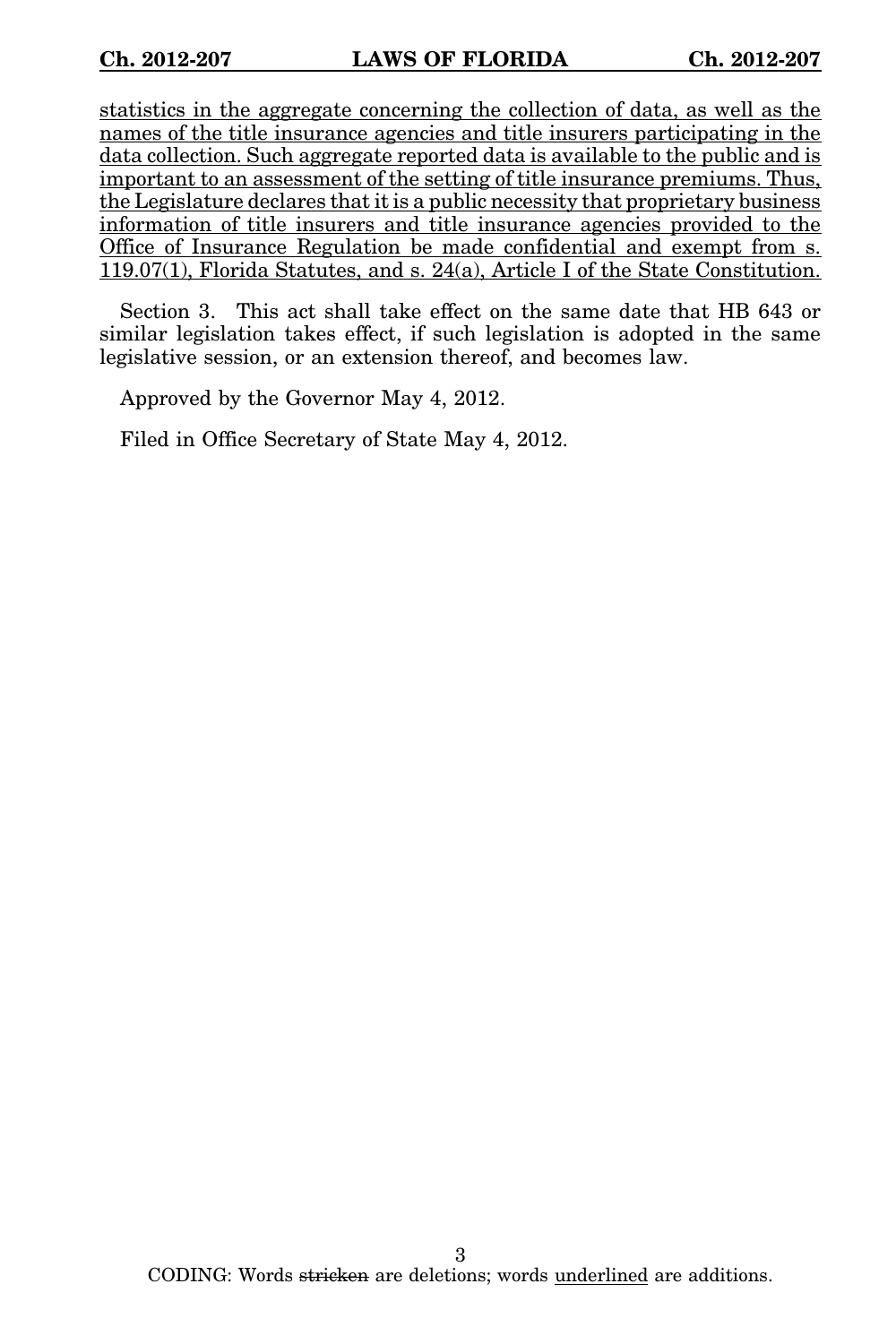statistics in the aggregate concerning the collection of data, as well as the names of the title insurance agencies and title insurers participating in the data collection. Such aggregate reported data is available to the public and is important to an assessment of the setting of title insurance premiums. Thus, the Legislature declares that it is a public necessity that proprietary business information of title insurers and title insurance agencies provided to the Office of Insurance Regulation be made confidential and exempt from s. 119.07(1), Florida Statutes, and s. 24(a), Article I of the State Constitution.

Section 3. This act shall take effect on the same date that HB 643 or similar legislation takes effect, if such legislation is adopted in the same legislative session, or an extension thereof, and becomes law.

Approved by the Governor May 4, 2012.

Filed in Office Secretary of State May 4, 2012.

CODING: Words ~~stricken~~ are deletions; words underlined are additions.